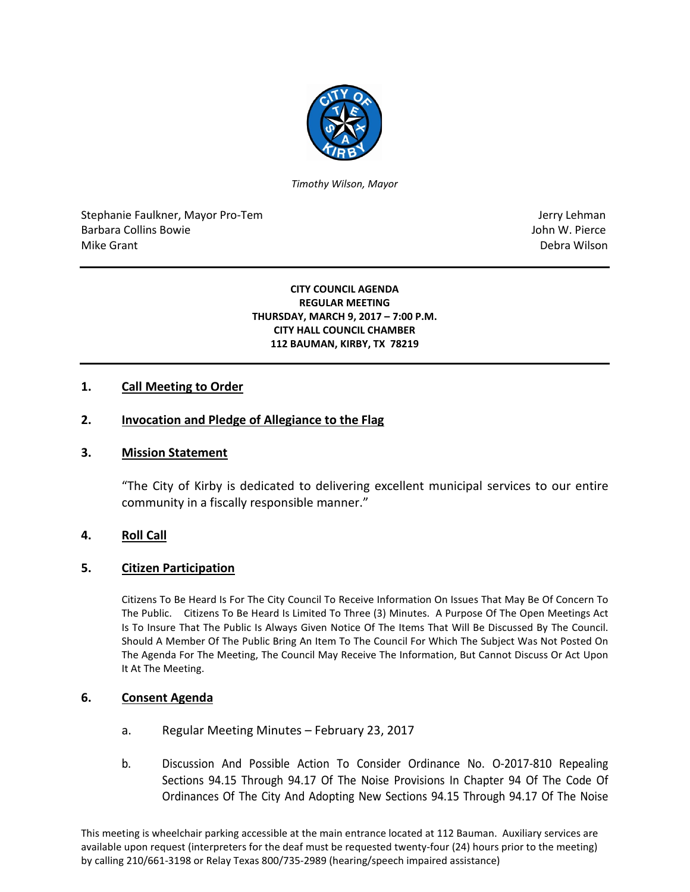*Timothy Wilson, Mayor*

Stephanie Faulkner, Mayor Pro-Tem
Barbara Collins Bowie
Mike Grant

Jerry Lehman
John W. Pierce
Debra Wilson

---

**CITY COUNCIL AGENDA**
**REGULAR MEETING**
**THURSDAY, MARCH 9, 2017 – 7:00 P.M.**
**CITY HALL COUNCIL CHAMBER**
**112 BAUMAN, KIRBY, TX 78219**

---

## 1. Call Meeting to Order

## 2. Invocation and Pledge of Allegiance to the Flag

## 3. Mission Statement

"The City of Kirby is dedicated to delivering excellent municipal services to our entire community in a fiscally responsible manner."

## 4. Roll Call

## 5. Citizen Participation

Citizens To Be Heard Is For The City Council To Receive Information On Issues That May Be Of Concern To The Public. Citizens To Be Heard Is Limited To Three (3) Minutes. A Purpose Of The Open Meetings Act Is To Insure That The Public Is Always Given Notice Of The Items That Will Be Discussed By The Council. Should A Member Of The Public Bring An Item To The Council For Which The Subject Was Not Posted On The Agenda For The Meeting, The Council May Receive The Information, But Cannot Discuss Or Act Upon It At The Meeting.

## 6. Consent Agenda

a. Regular Meeting Minutes – February 23, 2017

b. Discussion And Possible Action To Consider Ordinance No. O-2017-810 Repealing Sections 94.15 Through 94.17 Of The Noise Provisions In Chapter 94 Of The Code Of Ordinances Of The City And Adopting New Sections 94.15 Through 94.17 Of The Noise

This meeting is wheelchair parking accessible at the main entrance located at 112 Bauman. Auxiliary services are available upon request (interpreters for the deaf must be requested twenty-four (24) hours prior to the meeting) by calling 210/661-3198 or Relay Texas 800/735-2989 (hearing/speech impaired assistance)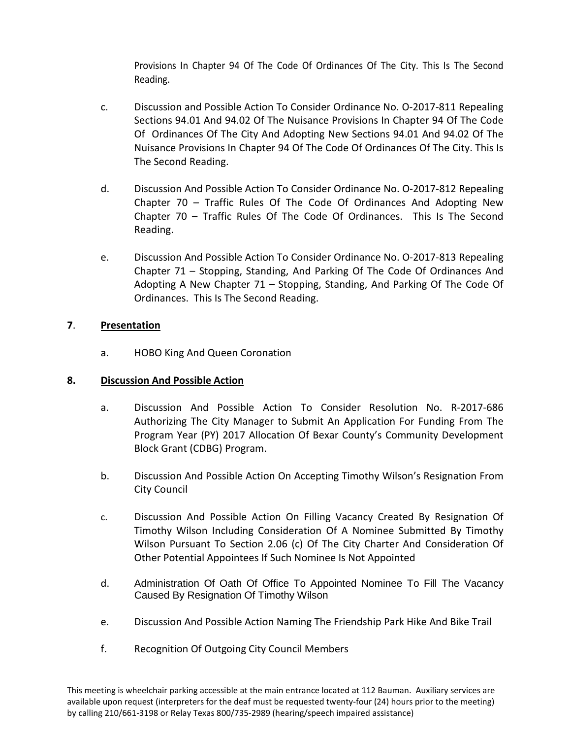Provisions In Chapter 94 Of The Code Of Ordinances Of The City. This Is The Second Reading.

c. Discussion and Possible Action To Consider Ordinance No. O-2017-811 Repealing Sections 94.01 And 94.02 Of The Nuisance Provisions In Chapter 94 Of The Code Of Ordinances Of The City And Adopting New Sections 94.01 And 94.02 Of The Nuisance Provisions In Chapter 94 Of The Code Of Ordinances Of The City. This Is The Second Reading.

d. Discussion And Possible Action To Consider Ordinance No. O-2017-812 Repealing Chapter 70 – Traffic Rules Of The Code Of Ordinances And Adopting New Chapter 70 – Traffic Rules Of The Code Of Ordinances. This Is The Second Reading.

e. Discussion And Possible Action To Consider Ordinance No. O-2017-813 Repealing Chapter 71 – Stopping, Standing, And Parking Of The Code Of Ordinances And Adopting A New Chapter 71 – Stopping, Standing, And Parking Of The Code Of Ordinances. This Is The Second Reading.

**7. Presentation**

a. HOBO King And Queen Coronation

**8. Discussion And Possible Action**

a. Discussion And Possible Action To Consider Resolution No. R-2017-686 Authorizing The City Manager to Submit An Application For Funding From The Program Year (PY) 2017 Allocation Of Bexar County's Community Development Block Grant (CDBG) Program.

b. Discussion And Possible Action On Accepting Timothy Wilson's Resignation From City Council

c. Discussion And Possible Action On Filling Vacancy Created By Resignation Of Timothy Wilson Including Consideration Of A Nominee Submitted By Timothy Wilson Pursuant To Section 2.06 (c) Of The City Charter And Consideration Of Other Potential Appointees If Such Nominee Is Not Appointed

d. Administration Of Oath Of Office To Appointed Nominee To Fill The Vacancy Caused By Resignation Of Timothy Wilson

e. Discussion And Possible Action Naming The Friendship Park Hike And Bike Trail

f. Recognition Of Outgoing City Council Members

This meeting is wheelchair parking accessible at the main entrance located at 112 Bauman. Auxiliary services are available upon request (interpreters for the deaf must be requested twenty-four (24) hours prior to the meeting) by calling 210/661-3198 or Relay Texas 800/735-2989 (hearing/speech impaired assistance)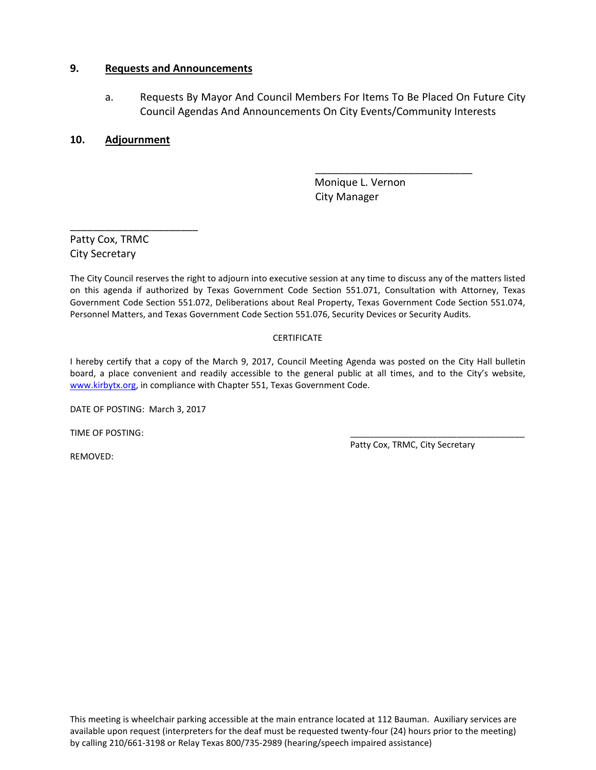## 9. Requests and Announcements

a. Requests By Mayor And Council Members For Items To Be Placed On Future City Council Agendas And Announcements On City Events/Community Interests

## 10. Adjournment

____________________________
Monique L. Vernon
City Manager

_______________________
Patty Cox, TRMC
City Secretary

The City Council reserves the right to adjourn into executive session at any time to discuss any of the matters listed on this agenda if authorized by Texas Government Code Section 551.071, Consultation with Attorney, Texas Government Code Section 551.072, Deliberations about Real Property, Texas Government Code Section 551.074, Personnel Matters, and Texas Government Code Section 551.076, Security Devices or Security Audits.

CERTIFICATE

I hereby certify that a copy of the March 9, 2017, Council Meeting Agenda was posted on the City Hall bulletin board, a place convenient and readily accessible to the general public at all times, and to the City's website, www.kirbytx.org, in compliance with Chapter 551, Texas Government Code.

DATE OF POSTING: March 3, 2017

TIME OF POSTING:

___________________________________
Patty Cox, TRMC, City Secretary

REMOVED:

This meeting is wheelchair parking accessible at the main entrance located at 112 Bauman. Auxiliary services are available upon request (interpreters for the deaf must be requested twenty-four (24) hours prior to the meeting) by calling 210/661-3198 or Relay Texas 800/735-2989 (hearing/speech impaired assistance)